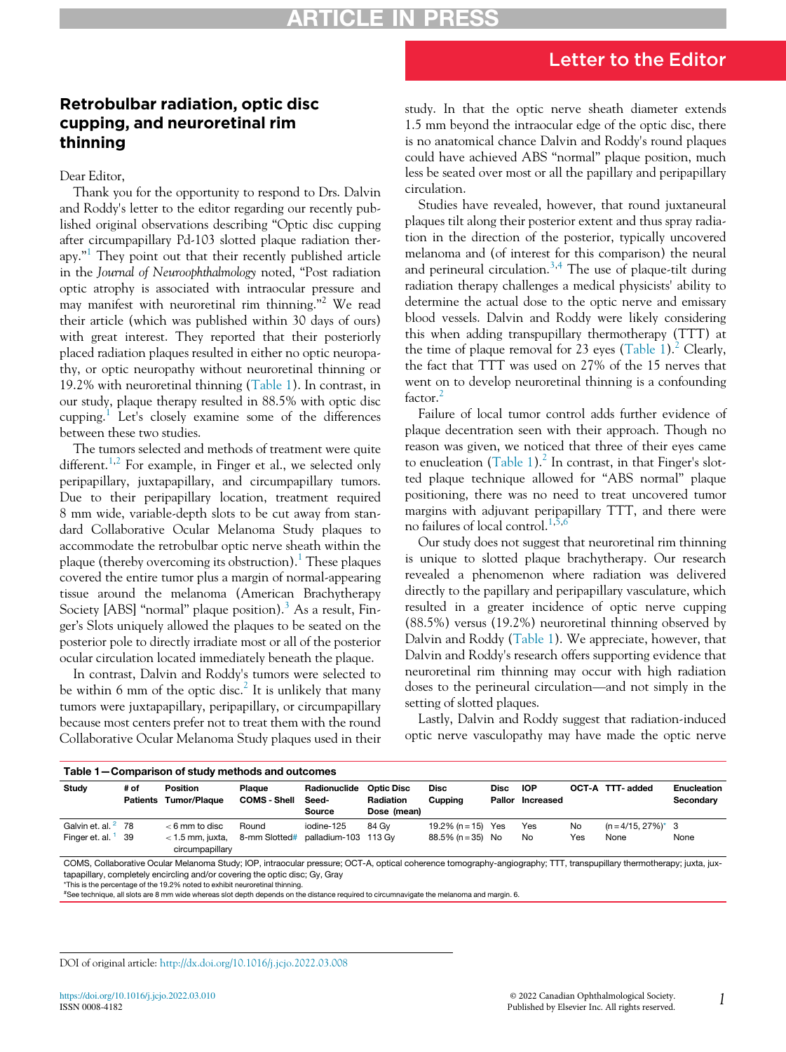Letter to the Editor

# Retrobulbar radiation, optic disc cupping, and neuroretinal rim thinning

Dear Editor,

Thank you for the opportunity to respond to Drs. Dalvin and Roddy's letter to the editor regarding our recently published original observations describing "Optic disc cupping after circumpapillary Pd-103 slotted plaque radiation therapy."[1] They point out that their recently published article in the *Journal of Neuroophthalmology* noted, "Post radiation optic atrophy is associated with intraocular pressure and may manifest with neuroretinal rim thinning."[2] We read their article (which was published within 30 days of ours) with great interest. They reported that their posteriorly placed radiation plaques resulted in either no optic neuropathy, or optic neuropathy without neuroretinal thinning or 19.2% with neuroretinal thinning (Table 1). In contrast, in our study, plaque therapy resulted in 88.5% with optic disc cupping.[1] Let's closely examine some of the differences between these two studies.

The tumors selected and methods of treatment were quite different.[1,2] For example, in Finger et al., we selected only peripapillary, juxtapapillary, and circumpapillary tumors. Due to their peripapillary location, treatment required 8 mm wide, variable-depth slots to be cut away from standard Collaborative Ocular Melanoma Study plaques to accommodate the retrobulbar optic nerve sheath within the plaque (thereby overcoming its obstruction).[1] These plaques covered the entire tumor plus a margin of normal-appearing tissue around the melanoma (American Brachytherapy Society [ABS] "normal" plaque position).[3] As a result, Finger's Slots uniquely allowed the plaques to be seated on the posterior pole to directly irradiate most or all of the posterior ocular circulation located immediately beneath the plaque.

In contrast, Dalvin and Roddy's tumors were selected to be within 6 mm of the optic disc.[2] It is unlikely that many tumors were juxtapapillary, peripapillary, or circumpapillary because most centers prefer not to treat them with the round Collaborative Ocular Melanoma Study plaques used in their study. In that the optic nerve sheath diameter extends 1.5 mm beyond the intraocular edge of the optic disc, there is no anatomical chance Dalvin and Roddy's round plaques could have achieved ABS "normal" plaque position, much less be seated over most or all the papillary and peripapillary circulation.

Studies have revealed, however, that round juxtaneural plaques tilt along their posterior extent and thus spray radiation in the direction of the posterior, typically uncovered melanoma and (of interest for this comparison) the neural and perineural circulation.[3,4] The use of plaque-tilt during radiation therapy challenges a medical physicists' ability to determine the actual dose to the optic nerve and emissary blood vessels. Dalvin and Roddy were likely considering this when adding transpupillary thermotherapy (TTT) at the time of plaque removal for 23 eyes (Table 1).[2] Clearly, the fact that TTT was used on 27% of the 15 nerves that went on to develop neuroretinal thinning is a confounding factor.[2]

Failure of local tumor control adds further evidence of plaque decentration seen with their approach. Though no reason was given, we noticed that three of their eyes came to enucleation (Table 1).[2] In contrast, in that Finger's slotted plaque technique allowed for "ABS normal" plaque positioning, there was no need to treat uncovered tumor margins with adjuvant peripapillary TTT, and there were no failures of local control.[1,5,6]

Our study does not suggest that neuroretinal rim thinning is unique to slotted plaque brachytherapy. Our research revealed a phenomenon where radiation was delivered directly to the papillary and peripapillary vasculature, which resulted in a greater incidence of optic nerve cupping (88.5%) versus (19.2%) neuroretinal thinning observed by Dalvin and Roddy (Table 1). We appreciate, however, that Dalvin and Roddy's research offers supporting evidence that neuroretinal rim thinning may occur with high radiation doses to the perineural circulation—and not simply in the setting of slotted plaques.

Lastly, Dalvin and Roddy suggest that radiation-induced optic nerve vasculopathy may have made the optic nerve

**Table 1—Comparison of study methods and outcomes**

| Study | # of Patients | Position Tumor/Plaque | Plaque COMS - Shell | Radionuclide Seed-Source | Optic Disc Radiation Dose (mean) | Disc Cupping | Disc Pallor | IOP Increased | OCT-A | TTT- added | Enucleation Secondary |
|---|---|---|---|---|---|---|---|---|---|---|---|
| Galvin et. al.[2] | 78 | < 6 mm to disc | Round | iodine-125 | 84 Gy | 19.2% (n = 15) | Yes | Yes | No | (n = 4/15, 27%)* | 3 |
| Finger et. al.[1] | 39 | < 1.5 mm, juxta, circumpapillary | 8-mm Slotted# | palladium-103 | 113 Gy | 88.5% (n = 35) | No | No | Yes | None | None |

COMS, Collaborative Ocular Melanoma Study; IOP, intraocular pressure; OCT-A, optical coherence tomography-angiography; TTT, transpupillary thermotherapy; juxta, juxtapapillary, completely encircling and/or covering the optic disc; Gy, Gray

*This is the percentage of the 19.2% noted to exhibit neuroretinal thinning.

#See technique, all slots are 8 mm wide whereas slot depth depends on the distance required to circumnavigate the melanoma and margin. 6.

DOI of original article: http://dx.doi.org/10.1016/j.jcjo.2022.03.008

https://doi.org/10.1016/j.jcjo.2022.03.010
ISSN 0008-4182

© 2022 Canadian Ophthalmological Society. Published by Elsevier Inc. All rights reserved.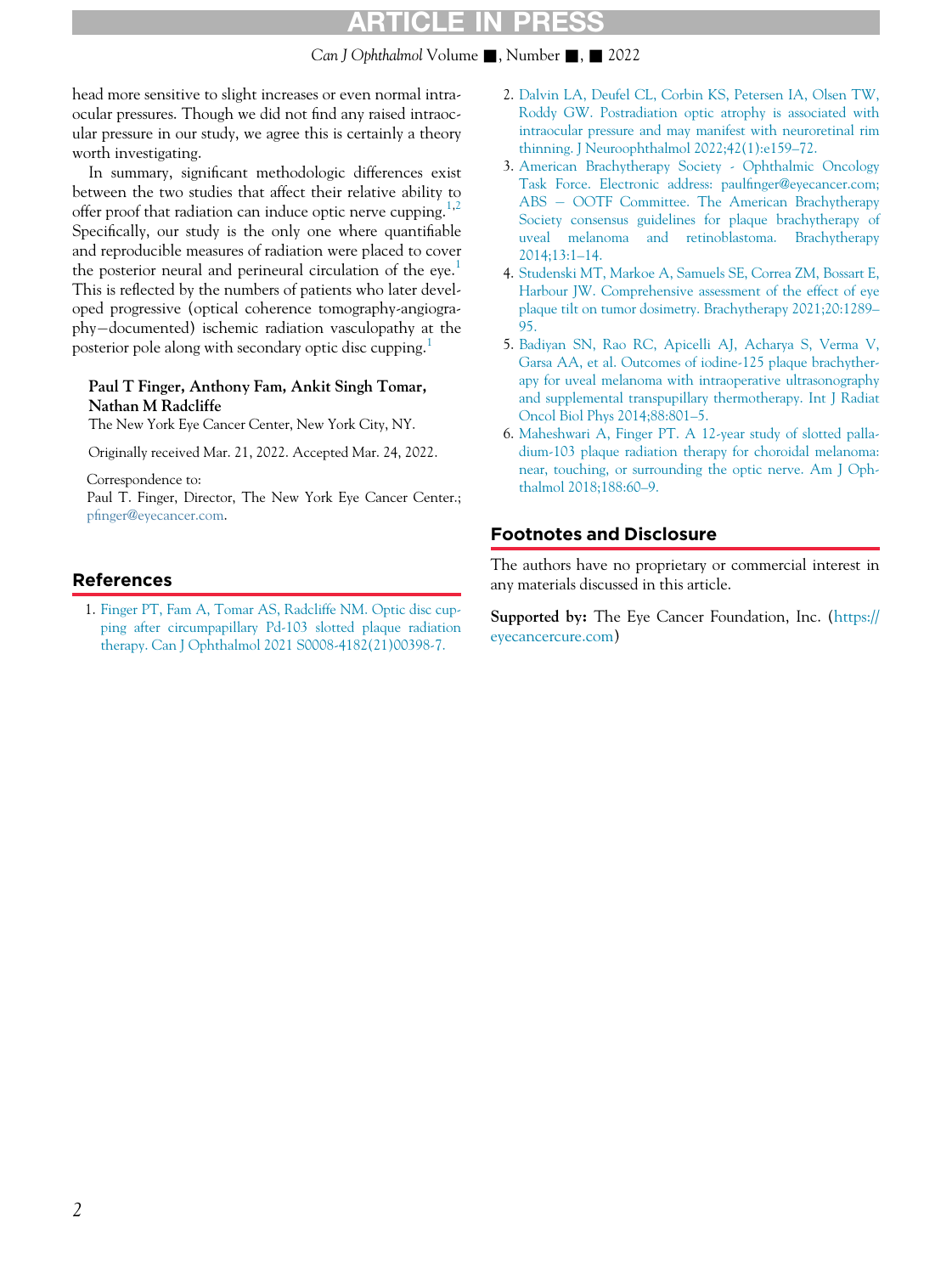head more sensitive to slight increases or even normal intraocular pressures. Though we did not find any raised intraocular pressure in our study, we agree this is certainly a theory worth investigating.

In summary, significant methodologic differences exist between the two studies that affect their relative ability to offer proof that radiation can induce optic nerve cupping.[1,2] Specifically, our study is the only one where quantifiable and reproducible measures of radiation were placed to cover the posterior neural and perineural circulation of the eye.[1] This is reflected by the numbers of patients who later developed progressive (optical coherence tomography-angiography−documented) ischemic radiation vasculopathy at the posterior pole along with secondary optic disc cupping.[1]

**Paul T Finger, Anthony Fam, Ankit Singh Tomar, Nathan M Radcliffe**
The New York Eye Cancer Center, New York City, NY.

Originally received Mar. 21, 2022. Accepted Mar. 24, 2022.

Correspondence to:
Paul T. Finger, Director, The New York Eye Cancer Center.; pfinger@eyecancer.com.

## References

1. Finger PT, Fam A, Tomar AS, Radcliffe NM. Optic disc cupping after circumpapillary Pd-103 slotted plaque radiation therapy. Can J Ophthalmol 2021 S0008-4182(21)00398-7.
2. Dalvin LA, Deufel CL, Corbin KS, Petersen IA, Olsen TW, Roddy GW. Postradiation optic atrophy is associated with intraocular pressure and may manifest with neuroretinal rim thinning. J Neuroophthalmol 2022;42(1):e159–72.
3. American Brachytherapy Society - Ophthalmic Oncology Task Force. Electronic address: paulfinger@eyecancer.com; ABS – OOTF Committee. The American Brachytherapy Society consensus guidelines for plaque brachytherapy of uveal melanoma and retinoblastoma. Brachytherapy 2014;13:1–14.
4. Studenski MT, Markoe A, Samuels SE, Correa ZM, Bossart E, Harbour JW. Comprehensive assessment of the effect of eye plaque tilt on tumor dosimetry. Brachytherapy 2021;20:1289–95.
5. Badiyan SN, Rao RC, Apicelli AJ, Acharya S, Verma V, Garsa AA, et al. Outcomes of iodine-125 plaque brachytherapy for uveal melanoma with intraoperative ultrasonography and supplemental transpupillary thermotherapy. Int J Radiat Oncol Biol Phys 2014;88:801–5.
6. Maheshwari A, Finger PT. A 12-year study of slotted palladium-103 plaque radiation therapy for choroidal melanoma: near, touching, or surrounding the optic nerve. Am J Ophthalmol 2018;188:60–9.

## Footnotes and Disclosure

The authors have no proprietary or commercial interest in any materials discussed in this article.

**Supported by:** The Eye Cancer Foundation, Inc. (https://eyecancercure.com)